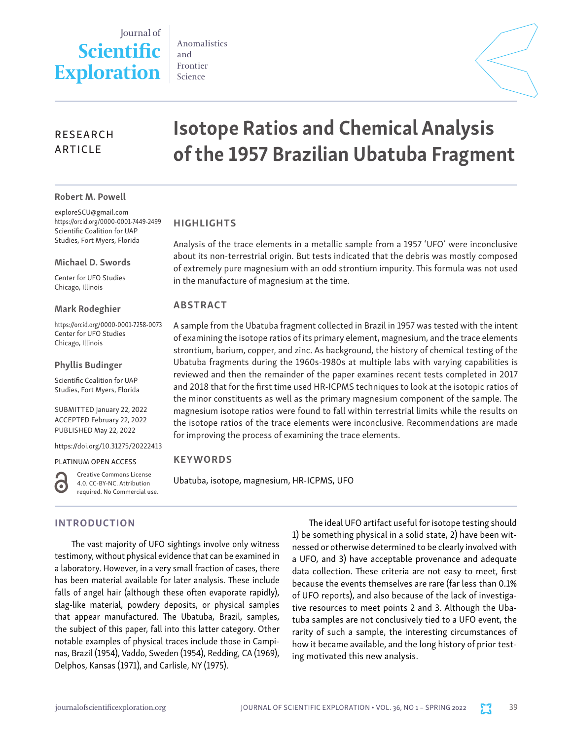Journal of **Scientific Exploration**

Anomalistics and Frontier Science

RESEARCH ARTICLE

# Isotope Ratios and Chemical Analysis of the 1957 Brazilian Ubatuba Fragment

**Robert M. Powell**

exploreSCU@gmail.com
https://orcid.org/0000-0001-7449-2499
Scientific Coalition for UAP Studies, Fort Myers, Florida

**Michael D. Swords**

Center for UFO Studies
Chicago, Illinois

**Mark Rodeghier**

https://orcid.org/0000-0001-7258-0073
Center for UFO Studies
Chicago, Illinois

**Phyllis Budinger**

Scientific Coalition for UAP Studies, Fort Myers, Florida

SUBMITTED January 22, 2022
ACCEPTED February 22, 2022
PUBLISHED May 22, 2022

https://doi.org/10.31275/20222413

PLATINUM OPEN ACCESS

Creative Commons License 4.0. CC-BY-NC. Attribution required. No Commercial use.

## HIGHLIGHTS

Analysis of the trace elements in a metallic sample from a 1957 'UFO' were inconclusive about its non-terrestrial origin. But tests indicated that the debris was mostly composed of extremely pure magnesium with an odd strontium impurity. This formula was not used in the manufacture of magnesium at the time.

## ABSTRACT

A sample from the Ubatuba fragment collected in Brazil in 1957 was tested with the intent of examining the isotope ratios of its primary element, magnesium, and the trace elements strontium, barium, copper, and zinc. As background, the history of chemical testing of the Ubatuba fragments during the 1960s-1980s at multiple labs with varying capabilities is reviewed and then the remainder of the paper examines recent tests completed in 2017 and 2018 that for the first time used HR-ICPMS techniques to look at the isotopic ratios of the minor constituents as well as the primary magnesium component of the sample. The magnesium isotope ratios were found to fall within terrestrial limits while the results on the isotope ratios of the trace elements were inconclusive. Recommendations are made for improving the process of examining the trace elements.

## KEYWORDS

Ubatuba, isotope, magnesium, HR-ICPMS, UFO

## INTRODUCTION

The vast majority of UFO sightings involve only witness testimony, without physical evidence that can be examined in a laboratory. However, in a very small fraction of cases, there has been material available for later analysis. These include falls of angel hair (although these often evaporate rapidly), slag-like material, powdery deposits, or physical samples that appear manufactured. The Ubatuba, Brazil, samples, the subject of this paper, fall into this latter category. Other notable examples of physical traces include those in Campinas, Brazil (1954), Vaddo, Sweden (1954), Redding, CA (1969), Delphos, Kansas (1971), and Carlisle, NY (1975).

The ideal UFO artifact useful for isotope testing should 1) be something physical in a solid state, 2) have been witnessed or otherwise determined to be clearly involved with a UFO, and 3) have acceptable provenance and adequate data collection. These criteria are not easy to meet, first because the events themselves are rare (far less than 0.1% of UFO reports), and also because of the lack of investigative resources to meet points 2 and 3. Although the Ubatuba samples are not conclusively tied to a UFO event, the rarity of such a sample, the interesting circumstances of how it became available, and the long history of prior testing motivated this new analysis.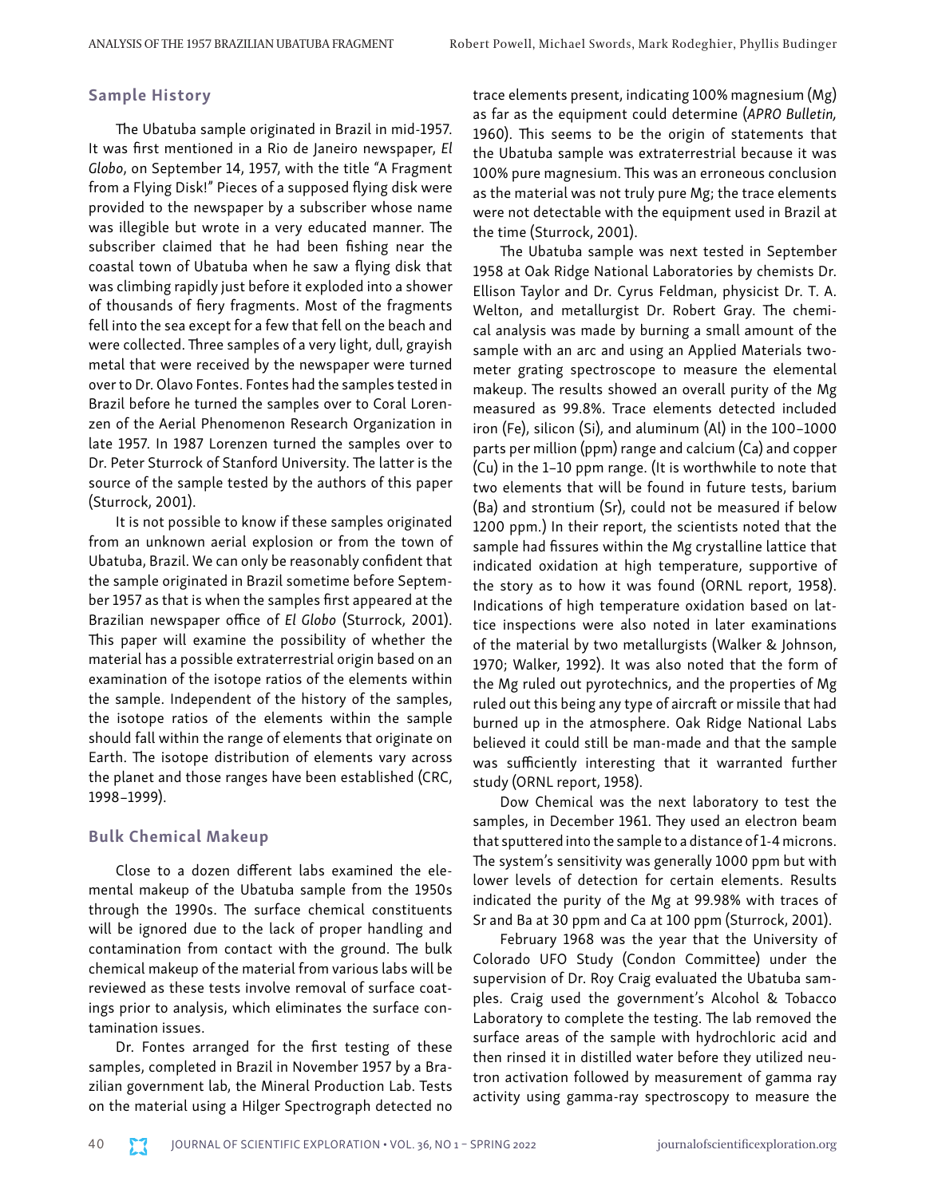## Sample History

The Ubatuba sample originated in Brazil in mid-1957. It was first mentioned in a Rio de Janeiro newspaper, *El Globo*, on September 14, 1957, with the title "A Fragment from a Flying Disk!" Pieces of a supposed flying disk were provided to the newspaper by a subscriber whose name was illegible but wrote in a very educated manner. The subscriber claimed that he had been fishing near the coastal town of Ubatuba when he saw a flying disk that was climbing rapidly just before it exploded into a shower of thousands of fiery fragments. Most of the fragments fell into the sea except for a few that fell on the beach and were collected. Three samples of a very light, dull, grayish metal that were received by the newspaper were turned over to Dr. Olavo Fontes. Fontes had the samples tested in Brazil before he turned the samples over to Coral Lorenzen of the Aerial Phenomenon Research Organization in late 1957. In 1987 Lorenzen turned the samples over to Dr. Peter Sturrock of Stanford University. The latter is the source of the sample tested by the authors of this paper (Sturrock, 2001).

It is not possible to know if these samples originated from an unknown aerial explosion or from the town of Ubatuba, Brazil. We can only be reasonably confident that the sample originated in Brazil sometime before September 1957 as that is when the samples first appeared at the Brazilian newspaper office of *El Globo* (Sturrock, 2001). This paper will examine the possibility of whether the material has a possible extraterrestrial origin based on an examination of the isotope ratios of the elements within the sample. Independent of the history of the samples, the isotope ratios of the elements within the sample should fall within the range of elements that originate on Earth. The isotope distribution of elements vary across the planet and those ranges have been established (CRC, 1998–1999).

## Bulk Chemical Makeup

Close to a dozen different labs examined the elemental makeup of the Ubatuba sample from the 1950s through the 1990s. The surface chemical constituents will be ignored due to the lack of proper handling and contamination from contact with the ground. The bulk chemical makeup of the material from various labs will be reviewed as these tests involve removal of surface coatings prior to analysis, which eliminates the surface contamination issues.

Dr. Fontes arranged for the first testing of these samples, completed in Brazil in November 1957 by a Brazilian government lab, the Mineral Production Lab. Tests on the material using a Hilger Spectrograph detected no trace elements present, indicating 100% magnesium (Mg) as far as the equipment could determine (*APRO Bulletin,* 1960). This seems to be the origin of statements that the Ubatuba sample was extraterrestrial because it was 100% pure magnesium. This was an erroneous conclusion as the material was not truly pure Mg; the trace elements were not detectable with the equipment used in Brazil at the time (Sturrock, 2001).

The Ubatuba sample was next tested in September 1958 at Oak Ridge National Laboratories by chemists Dr. Ellison Taylor and Dr. Cyrus Feldman, physicist Dr. T. A. Welton, and metallurgist Dr. Robert Gray. The chemical analysis was made by burning a small amount of the sample with an arc and using an Applied Materials two-meter grating spectroscope to measure the elemental makeup. The results showed an overall purity of the Mg measured as 99.8%. Trace elements detected included iron (Fe), silicon (Si), and aluminum (Al) in the 100–1000 parts per million (ppm) range and calcium (Ca) and copper (Cu) in the 1–10 ppm range. (It is worthwhile to note that two elements that will be found in future tests, barium (Ba) and strontium (Sr), could not be measured if below 1200 ppm.) In their report, the scientists noted that the sample had fissures within the Mg crystalline lattice that indicated oxidation at high temperature, supportive of the story as to how it was found (ORNL report, 1958). Indications of high temperature oxidation based on lattice inspections were also noted in later examinations of the material by two metallurgists (Walker & Johnson, 1970; Walker, 1992). It was also noted that the form of the Mg ruled out pyrotechnics, and the properties of Mg ruled out this being any type of aircraft or missile that had burned up in the atmosphere. Oak Ridge National Labs believed it could still be man-made and that the sample was sufficiently interesting that it warranted further study (ORNL report, 1958).

Dow Chemical was the next laboratory to test the samples, in December 1961. They used an electron beam that sputtered into the sample to a distance of 1-4 microns. The system's sensitivity was generally 1000 ppm but with lower levels of detection for certain elements. Results indicated the purity of the Mg at 99.98% with traces of Sr and Ba at 30 ppm and Ca at 100 ppm (Sturrock, 2001).

February 1968 was the year that the University of Colorado UFO Study (Condon Committee) under the supervision of Dr. Roy Craig evaluated the Ubatuba samples. Craig used the government's Alcohol & Tobacco Laboratory to complete the testing. The lab removed the surface areas of the sample with hydrochloric acid and then rinsed it in distilled water before they utilized neutron activation followed by measurement of gamma ray activity using gamma-ray spectroscopy to measure the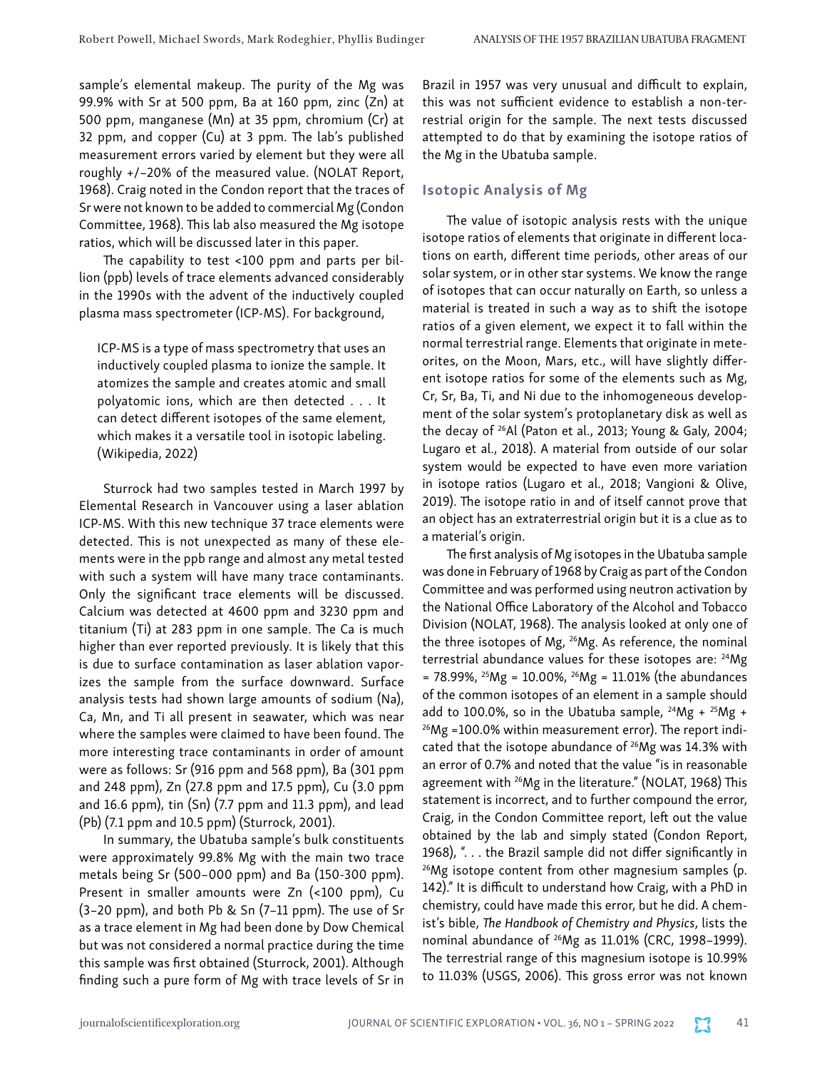sample's elemental makeup. The purity of the Mg was 99.9% with Sr at 500 ppm, Ba at 160 ppm, zinc (Zn) at 500 ppm, manganese (Mn) at 35 ppm, chromium (Cr) at 32 ppm, and copper (Cu) at 3 ppm. The lab's published measurement errors varied by element but they were all roughly +/–20% of the measured value. (NOLAT Report, 1968). Craig noted in the Condon report that the traces of Sr were not known to be added to commercial Mg (Condon Committee, 1968). This lab also measured the Mg isotope ratios, which will be discussed later in this paper.

The capability to test <100 ppm and parts per billion (ppb) levels of trace elements advanced considerably in the 1990s with the advent of the inductively coupled plasma mass spectrometer (ICP-MS). For background,

> ICP-MS is a type of mass spectrometry that uses an inductively coupled plasma to ionize the sample. It atomizes the sample and creates atomic and small polyatomic ions, which are then detected . . . It can detect different isotopes of the same element, which makes it a versatile tool in isotopic labeling. (Wikipedia, 2022)

Sturrock had two samples tested in March 1997 by Elemental Research in Vancouver using a laser ablation ICP-MS. With this new technique 37 trace elements were detected. This is not unexpected as many of these elements were in the ppb range and almost any metal tested with such a system will have many trace contaminants. Only the significant trace elements will be discussed. Calcium was detected at 4600 ppm and 3230 ppm and titanium (Ti) at 283 ppm in one sample. The Ca is much higher than ever reported previously. It is likely that this is due to surface contamination as laser ablation vaporizes the sample from the surface downward. Surface analysis tests had shown large amounts of sodium (Na), Ca, Mn, and Ti all present in seawater, which was near where the samples were claimed to have been found. The more interesting trace contaminants in order of amount were as follows: Sr (916 ppm and 568 ppm), Ba (301 ppm and 248 ppm), Zn (27.8 ppm and 17.5 ppm), Cu (3.0 ppm and 16.6 ppm), tin (Sn) (7.7 ppm and 11.3 ppm), and lead (Pb) (7.1 ppm and 10.5 ppm) (Sturrock, 2001).

In summary, the Ubatuba sample's bulk constituents were approximately 99.8% Mg with the main two trace metals being Sr (500–000 ppm) and Ba (150-300 ppm). Present in smaller amounts were Zn (<100 ppm), Cu (3–20 ppm), and both Pb & Sn (7–11 ppm). The use of Sr as a trace element in Mg had been done by Dow Chemical but was not considered a normal practice during the time this sample was first obtained (Sturrock, 2001). Although finding such a pure form of Mg with trace levels of Sr in Brazil in 1957 was very unusual and difficult to explain, this was not sufficient evidence to establish a non-terrestrial origin for the sample. The next tests discussed attempted to do that by examining the isotope ratios of the Mg in the Ubatuba sample.

## Isotopic Analysis of Mg

The value of isotopic analysis rests with the unique isotope ratios of elements that originate in different locations on earth, different time periods, other areas of our solar system, or in other star systems. We know the range of isotopes that can occur naturally on Earth, so unless a material is treated in such a way as to shift the isotope ratios of a given element, we expect it to fall within the normal terrestrial range. Elements that originate in meteorites, on the Moon, Mars, etc., will have slightly different isotope ratios for some of the elements such as Mg, Cr, Sr, Ba, Ti, and Ni due to the inhomogeneous development of the solar system's protoplanetary disk as well as the decay of $^{26}$Al (Paton et al., 2013; Young & Galy, 2004; Lugaro et al., 2018). A material from outside of our solar system would be expected to have even more variation in isotope ratios (Lugaro et al., 2018; Vangioni & Olive, 2019). The isotope ratio in and of itself cannot prove that an object has an extraterrestrial origin but it is a clue as to a material's origin.

The first analysis of Mg isotopes in the Ubatuba sample was done in February of 1968 by Craig as part of the Condon Committee and was performed using neutron activation by the National Office Laboratory of the Alcohol and Tobacco Division (NOLAT, 1968). The analysis looked at only one of the three isotopes of Mg, $^{26}$Mg. As reference, the nominal terrestrial abundance values for these isotopes are: $^{24}$Mg = 78.99%, $^{25}$Mg = 10.00%, $^{26}$Mg = 11.01% (the abundances of the common isotopes of an element in a sample should add to 100.0%, so in the Ubatuba sample, $^{24}$Mg + $^{25}$Mg + $^{26}$Mg =100.0% within measurement error). The report indicated that the isotope abundance of $^{26}$Mg was 14.3% with an error of 0.7% and noted that the value "is in reasonable agreement with $^{26}$Mg in the literature." (NOLAT, 1968) This statement is incorrect, and to further compound the error, Craig, in the Condon Committee report, left out the value obtained by the lab and simply stated (Condon Report, 1968), ". . . the Brazil sample did not differ significantly in $^{26}$Mg isotope content from other magnesium samples (p. 142)." It is difficult to understand how Craig, with a PhD in chemistry, could have made this error, but he did. A chemist's bible, *The Handbook of Chemistry and Physics*, lists the nominal abundance of $^{26}$Mg as 11.01% (CRC, 1998–1999). The terrestrial range of this magnesium isotope is 10.99% to 11.03% (USGS, 2006). This gross error was not known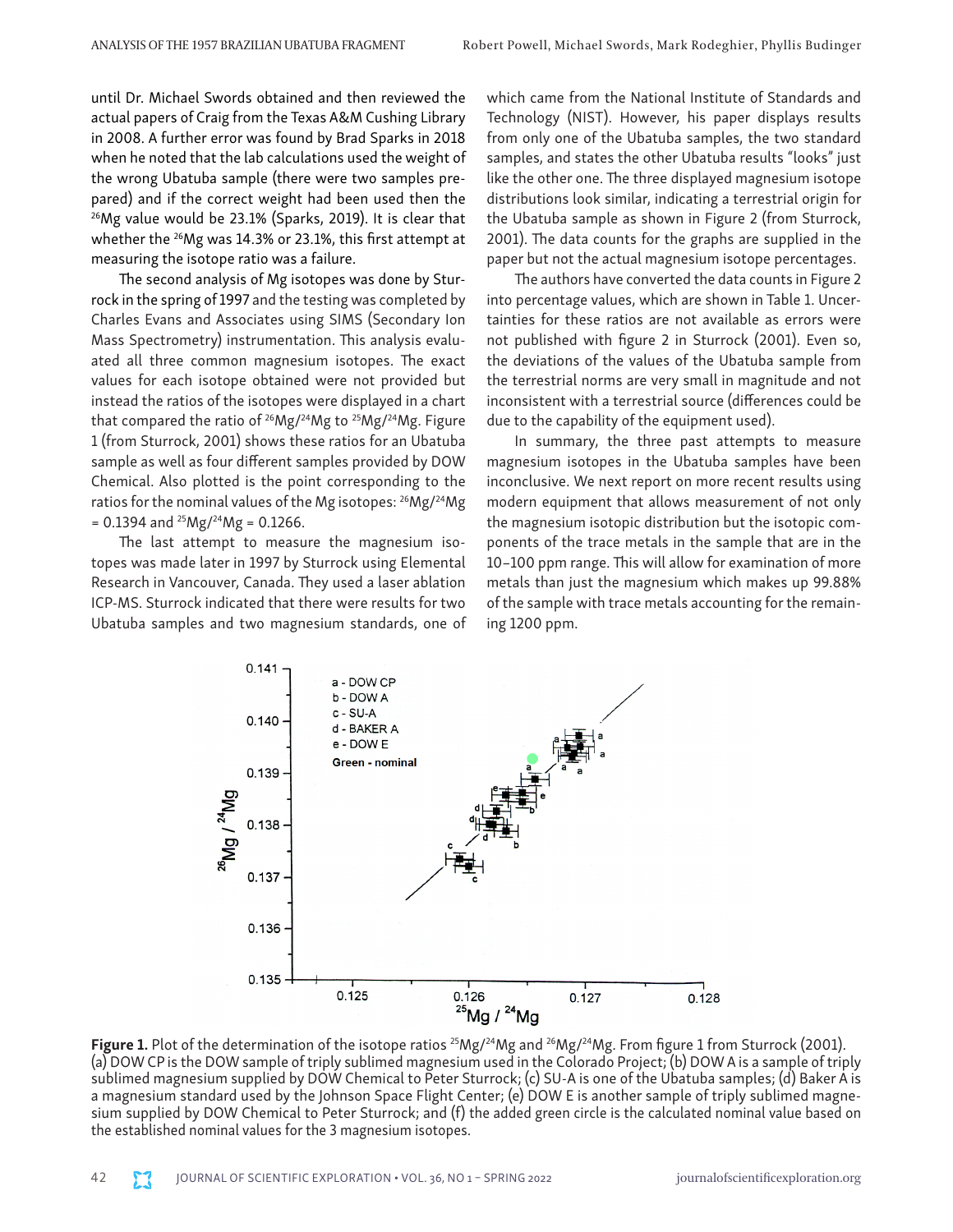until Dr. Michael Swords obtained and then reviewed the actual papers of Craig from the Texas A&M Cushing Library in 2008. A further error was found by Brad Sparks in 2018 when he noted that the lab calculations used the weight of the wrong Ubatuba sample (there were two samples prepared) and if the correct weight had been used then the $^{26}$Mg value would be 23.1% (Sparks, 2019). It is clear that whether the $^{26}$Mg was 14.3% or 23.1%, this first attempt at measuring the isotope ratio was a failure.

The second analysis of Mg isotopes was done by Sturrock in the spring of 1997 and the testing was completed by Charles Evans and Associates using SIMS (Secondary Ion Mass Spectrometry) instrumentation. This analysis evaluated all three common magnesium isotopes. The exact values for each isotope obtained were not provided but instead the ratios of the isotopes were displayed in a chart that compared the ratio of $^{26}$Mg/$^{24}$Mg to $^{25}$Mg/$^{24}$Mg. Figure 1 (from Sturrock, 2001) shows these ratios for an Ubatuba sample as well as four different samples provided by DOW Chemical. Also plotted is the point corresponding to the ratios for the nominal values of the Mg isotopes: $^{26}$Mg/$^{24}$Mg = 0.1394 and $^{25}$Mg/$^{24}$Mg = 0.1266.

The last attempt to measure the magnesium isotopes was made later in 1997 by Sturrock using Elemental Research in Vancouver, Canada. They used a laser ablation ICP-MS. Sturrock indicated that there were results for two Ubatuba samples and two magnesium standards, one of which came from the National Institute of Standards and Technology (NIST). However, his paper displays results from only one of the Ubatuba samples, the two standard samples, and states the other Ubatuba results "looks" just like the other one. The three displayed magnesium isotope distributions look similar, indicating a terrestrial origin for the Ubatuba sample as shown in Figure 2 (from Sturrock, 2001). The data counts for the graphs are supplied in the paper but not the actual magnesium isotope percentages.

The authors have converted the data counts in Figure 2 into percentage values, which are shown in Table 1. Uncertainties for these ratios are not available as errors were not published with figure 2 in Sturrock (2001). Even so, the deviations of the values of the Ubatuba sample from the terrestrial norms are very small in magnitude and not inconsistent with a terrestrial source (differences could be due to the capability of the equipment used).

In summary, the three past attempts to measure magnesium isotopes in the Ubatuba samples have been inconclusive. We next report on more recent results using modern equipment that allows measurement of not only the magnesium isotopic distribution but the isotopic components of the trace metals in the sample that are in the 10–100 ppm range. This will allow for examination of more metals than just the magnesium which makes up 99.88% of the sample with trace metals accounting for the remaining 1200 ppm.

**Figure 1.** Plot of the determination of the isotope ratios $^{25}$Mg/$^{24}$Mg and $^{26}$Mg/$^{24}$Mg. From figure 1 from Sturrock (2001). (a) DOW CP is the DOW sample of triply sublimed magnesium used in the Colorado Project; (b) DOW A is a sample of triply sublimed magnesium supplied by DOW Chemical to Peter Sturrock; (c) SU-A is one of the Ubatuba samples; (d) Baker A is a magnesium standard used by the Johnson Space Flight Center; (e) DOW E is another sample of triply sublimed magnesium supplied by DOW Chemical to Peter Sturrock; and (f) the added green circle is the calculated nominal value based on the established nominal values for the 3 magnesium isotopes.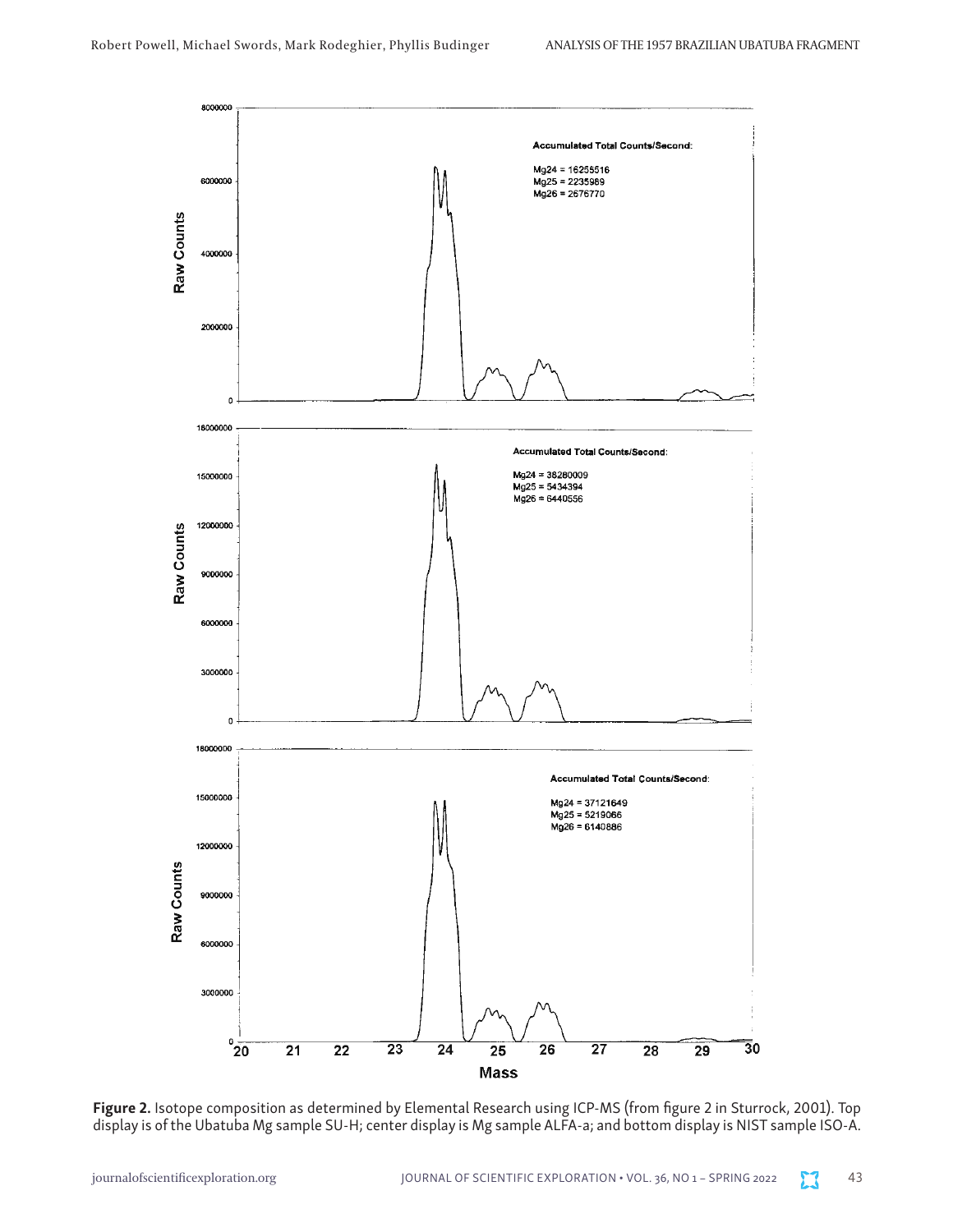**Figure 2.** Isotope composition as determined by Elemental Research using ICP-MS (from figure 2 in Sturrock, 2001). Top display is of the Ubatuba Mg sample SU-H; center display is Mg sample ALFA-a; and bottom display is NIST sample ISO-A.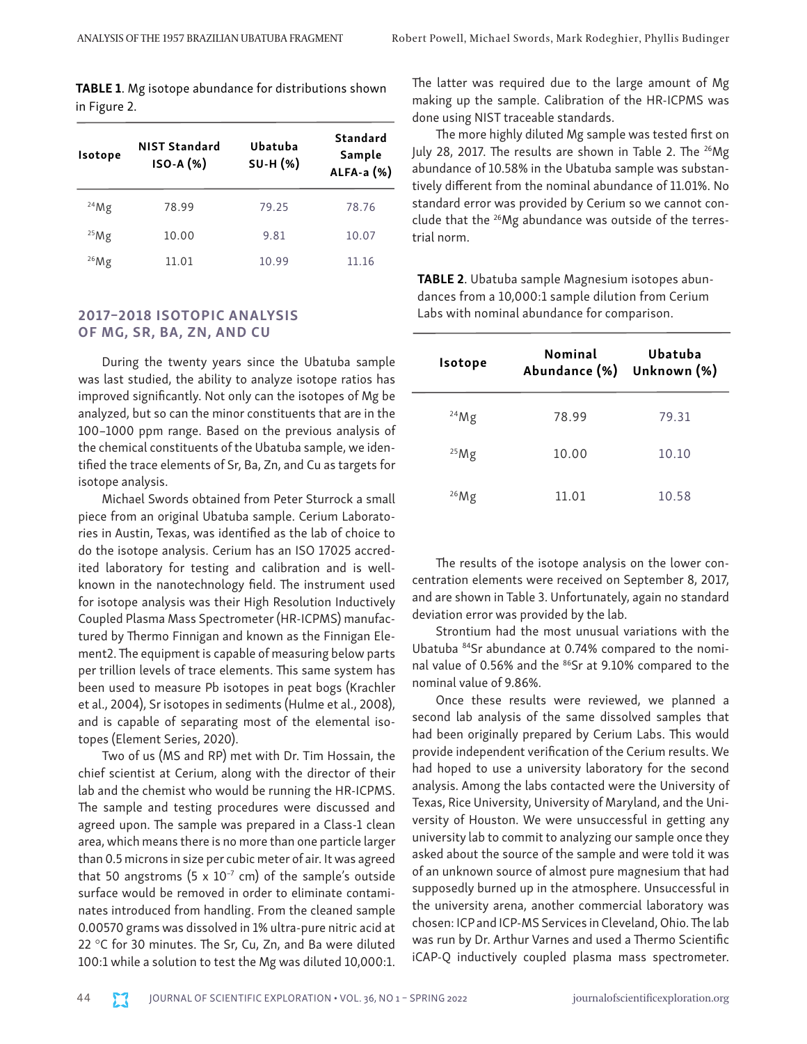**TABLE 1**. Mg isotope abundance for distributions shown in Figure 2.

| Isotope | NIST Standard ISO-A (%) | Ubatuba SU-H (%) | Standard Sample ALFA-a (%) |
|---|---|---|---|
| $^{24}$Mg | 78.99 | 79.25 | 78.76 |
| $^{25}$Mg | 10.00 | 9.81 | 10.07 |
| $^{26}$Mg | 11.01 | 10.99 | 11.16 |

## 2017–2018 ISOTOPIC ANALYSIS OF MG, SR, BA, ZN, AND CU

During the twenty years since the Ubatuba sample was last studied, the ability to analyze isotope ratios has improved significantly. Not only can the isotopes of Mg be analyzed, but so can the minor constituents that are in the 100–1000 ppm range. Based on the previous analysis of the chemical constituents of the Ubatuba sample, we identified the trace elements of Sr, Ba, Zn, and Cu as targets for isotope analysis.

Michael Swords obtained from Peter Sturrock a small piece from an original Ubatuba sample. Cerium Laboratories in Austin, Texas, was identified as the lab of choice to do the isotope analysis. Cerium has an ISO 17025 accredited laboratory for testing and calibration and is well-known in the nanotechnology field. The instrument used for isotope analysis was their High Resolution Inductively Coupled Plasma Mass Spectrometer (HR-ICPMS) manufactured by Thermo Finnigan and known as the Finnigan Element2. The equipment is capable of measuring below parts per trillion levels of trace elements. This same system has been used to measure Pb isotopes in peat bogs (Krachler et al., 2004), Sr isotopes in sediments (Hulme et al., 2008), and is capable of separating most of the elemental isotopes (Element Series, 2020).

Two of us (MS and RP) met with Dr. Tim Hossain, the chief scientist at Cerium, along with the director of their lab and the chemist who would be running the HR-ICPMS. The sample and testing procedures were discussed and agreed upon. The sample was prepared in a Class-1 clean area, which means there is no more than one particle larger than 0.5 microns in size per cubic meter of air. It was agreed that 50 angstroms ($5 \times 10^{-7}$ cm) of the sample's outside surface would be removed in order to eliminate contaminates introduced from handling. From the cleaned sample 0.00570 grams was dissolved in 1% ultra-pure nitric acid at 22 °C for 30 minutes. The Sr, Cu, Zn, and Ba were diluted 100:1 while a solution to test the Mg was diluted 10,000:1. The latter was required due to the large amount of Mg making up the sample. Calibration of the HR-ICPMS was done using NIST traceable standards.

The more highly diluted Mg sample was tested first on July 28, 2017. The results are shown in Table 2. The $^{26}$Mg abundance of 10.58% in the Ubatuba sample was substantively different from the nominal abundance of 11.01%. No standard error was provided by Cerium so we cannot conclude that the $^{26}$Mg abundance was outside of the terrestrial norm.

**TABLE 2**. Ubatuba sample Magnesium isotopes abundances from a 10,000:1 sample dilution from Cerium Labs with nominal abundance for comparison.

| Isotope | Nominal Abundance (%) | Ubatuba Unknown (%) |
|---|---|---|
| $^{24}$Mg | 78.99 | 79.31 |
| $^{25}$Mg | 10.00 | 10.10 |
| $^{26}$Mg | 11.01 | 10.58 |

The results of the isotope analysis on the lower concentration elements were received on September 8, 2017, and are shown in Table 3. Unfortunately, again no standard deviation error was provided by the lab.

Strontium had the most unusual variations with the Ubatuba $^{84}$Sr abundance at 0.74% compared to the nominal value of 0.56% and the $^{86}$Sr at 9.10% compared to the nominal value of 9.86%.

Once these results were reviewed, we planned a second lab analysis of the same dissolved samples that had been originally prepared by Cerium Labs. This would provide independent verification of the Cerium results. We had hoped to use a university laboratory for the second analysis. Among the labs contacted were the University of Texas, Rice University, University of Maryland, and the University of Houston. We were unsuccessful in getting any university lab to commit to analyzing our sample once they asked about the source of the sample and were told it was of an unknown source of almost pure magnesium that had supposedly burned up in the atmosphere. Unsuccessful in the university arena, another commercial laboratory was chosen: ICP and ICP-MS Services in Cleveland, Ohio. The lab was run by Dr. Arthur Varnes and used a Thermo Scientific iCAP-Q inductively coupled plasma mass spectrometer.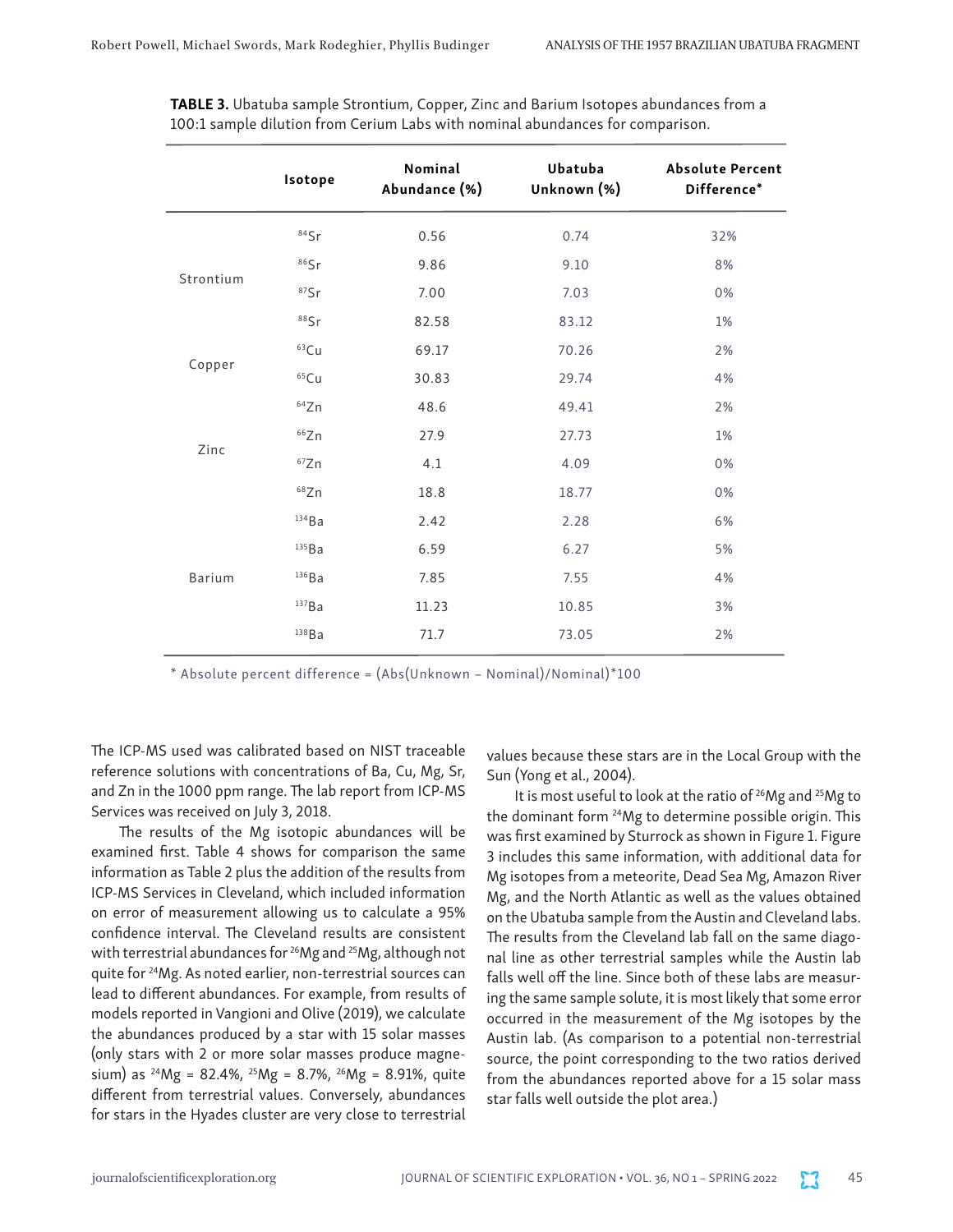**TABLE 3.** Ubatuba sample Strontium, Copper, Zinc and Barium Isotopes abundances from a 100:1 sample dilution from Cerium Labs with nominal abundances for comparison.

| | Isotope | Nominal Abundance (%) | Ubatuba Unknown (%) | Absolute Percent Difference* |
|---|---|---|---|---|
| Strontium | $^{84}$Sr | 0.56 | 0.74 | 32% |
| | $^{86}$Sr | 9.86 | 9.10 | 8% |
| | $^{87}$Sr | 7.00 | 7.03 | 0% |
| | $^{88}$Sr | 82.58 | 83.12 | 1% |
| Copper | $^{63}$Cu | 69.17 | 70.26 | 2% |
| | $^{65}$Cu | 30.83 | 29.74 | 4% |
| Zinc | $^{64}$Zn | 48.6 | 49.41 | 2% |
| | $^{66}$Zn | 27.9 | 27.73 | 1% |
| | $^{67}$Zn | 4.1 | 4.09 | 0% |
| | $^{68}$Zn | 18.8 | 18.77 | 0% |
| Barium | $^{134}$Ba | 2.42 | 2.28 | 6% |
| | $^{135}$Ba | 6.59 | 6.27 | 5% |
| | $^{136}$Ba | 7.85 | 7.55 | 4% |
| | $^{137}$Ba | 11.23 | 10.85 | 3% |
| | $^{138}$Ba | 71.7 | 73.05 | 2% |

* Absolute percent difference = (Abs(Unknown – Nominal)/Nominal)*100

The ICP-MS used was calibrated based on NIST traceable reference solutions with concentrations of Ba, Cu, Mg, Sr, and Zn in the 1000 ppm range. The lab report from ICP-MS Services was received on July 3, 2018.

The results of the Mg isotopic abundances will be examined first. Table 4 shows for comparison the same information as Table 2 plus the addition of the results from ICP-MS Services in Cleveland, which included information on error of measurement allowing us to calculate a 95% confidence interval. The Cleveland results are consistent with terrestrial abundances for $^{26}$Mg and $^{25}$Mg, although not quite for $^{24}$Mg. As noted earlier, non-terrestrial sources can lead to different abundances. For example, from results of models reported in Vangioni and Olive (2019), we calculate the abundances produced by a star with 15 solar masses (only stars with 2 or more solar masses produce magnesium) as $^{24}$Mg = 82.4%, $^{25}$Mg = 8.7%, $^{26}$Mg = 8.91%, quite different from terrestrial values. Conversely, abundances for stars in the Hyades cluster are very close to terrestrial values because these stars are in the Local Group with the Sun (Yong et al., 2004).

It is most useful to look at the ratio of $^{26}$Mg and $^{25}$Mg to the dominant form $^{24}$Mg to determine possible origin. This was first examined by Sturrock as shown in Figure 1. Figure 3 includes this same information, with additional data for Mg isotopes from a meteorite, Dead Sea Mg, Amazon River Mg, and the North Atlantic as well as the values obtained on the Ubatuba sample from the Austin and Cleveland labs. The results from the Cleveland lab fall on the same diagonal line as other terrestrial samples while the Austin lab falls well off the line. Since both of these labs are measuring the same sample solute, it is most likely that some error occurred in the measurement of the Mg isotopes by the Austin lab. (As comparison to a potential non-terrestrial source, the point corresponding to the two ratios derived from the abundances reported above for a 15 solar mass star falls well outside the plot area.)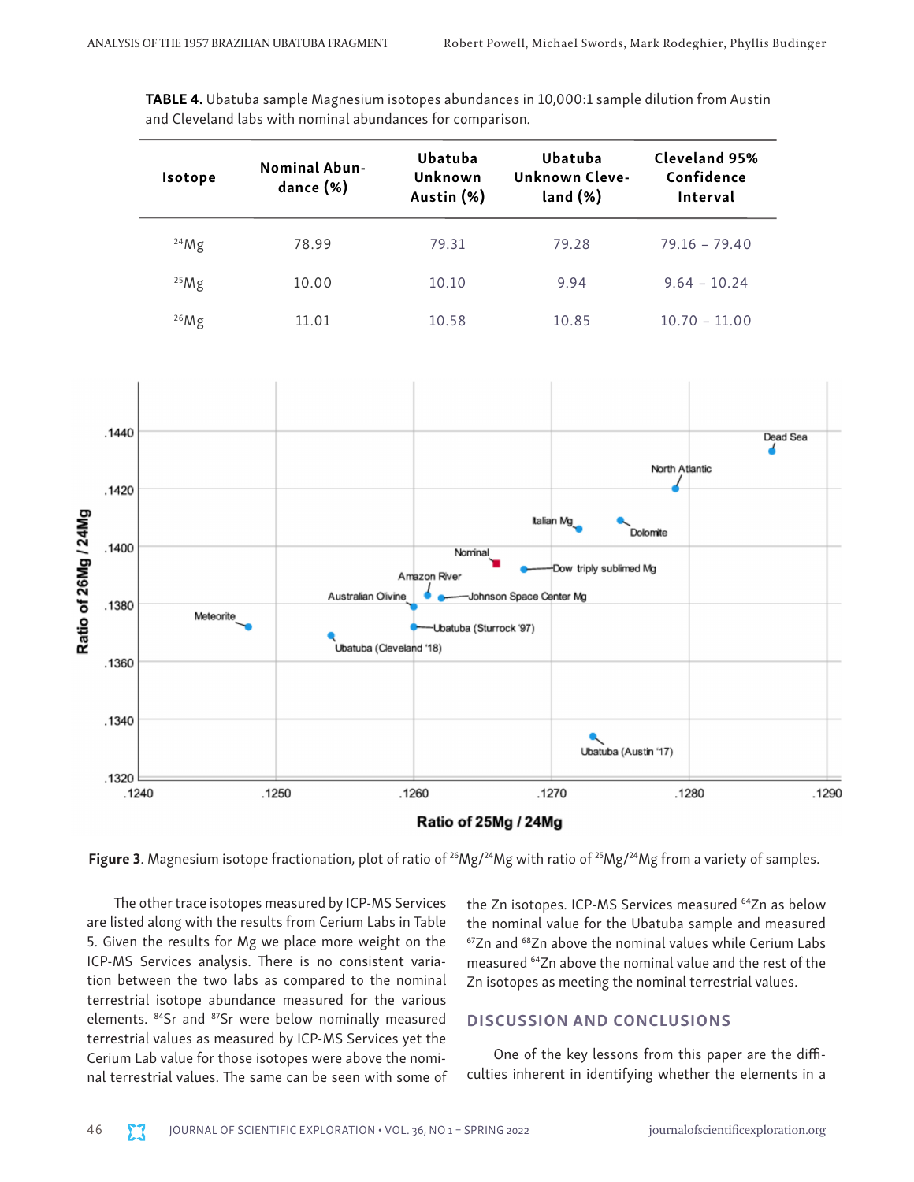**TABLE 4.** Ubatuba sample Magnesium isotopes abundances in 10,000:1 sample dilution from Austin and Cleveland labs with nominal abundances for comparison.

| Isotope | Nominal Abundance (%) | Ubatuba Unknown Austin (%) | Ubatuba Unknown Cleveland (%) | Cleveland 95% Confidence Interval |
|---|---|---|---|---|
| $^{24}Mg$ | 78.99 | 79.31 | 79.28 | 79.16 – 79.40 |
| $^{25}Mg$ | 10.00 | 10.10 | 9.94 | 9.64 – 10.24 |
| $^{26}Mg$ | 11.01 | 10.58 | 10.85 | 10.70 – 11.00 |

**Figure 3**. Magnesium isotope fractionation, plot of ratio of $^{26}Mg/^{24}Mg$ with ratio of $^{25}Mg/^{24}Mg$ from a variety of samples.

The other trace isotopes measured by ICP-MS Services are listed along with the results from Cerium Labs in Table 5. Given the results for Mg we place more weight on the ICP-MS Services analysis. There is no consistent variation between the two labs as compared to the nominal terrestrial isotope abundance measured for the various elements. $^{84}Sr$ and $^{87}Sr$ were below nominally measured terrestrial values as measured by ICP-MS Services yet the Cerium Lab value for those isotopes were above the nominal terrestrial values. The same can be seen with some of the Zn isotopes. ICP-MS Services measured $^{64}Zn$ as below the nominal value for the Ubatuba sample and measured $^{67}Zn$ and $^{68}Zn$ above the nominal values while Cerium Labs measured $^{64}Zn$ above the nominal value and the rest of the Zn isotopes as meeting the nominal terrestrial values.

## DISCUSSION AND CONCLUSIONS

One of the key lessons from this paper are the difficulties inherent in identifying whether the elements in a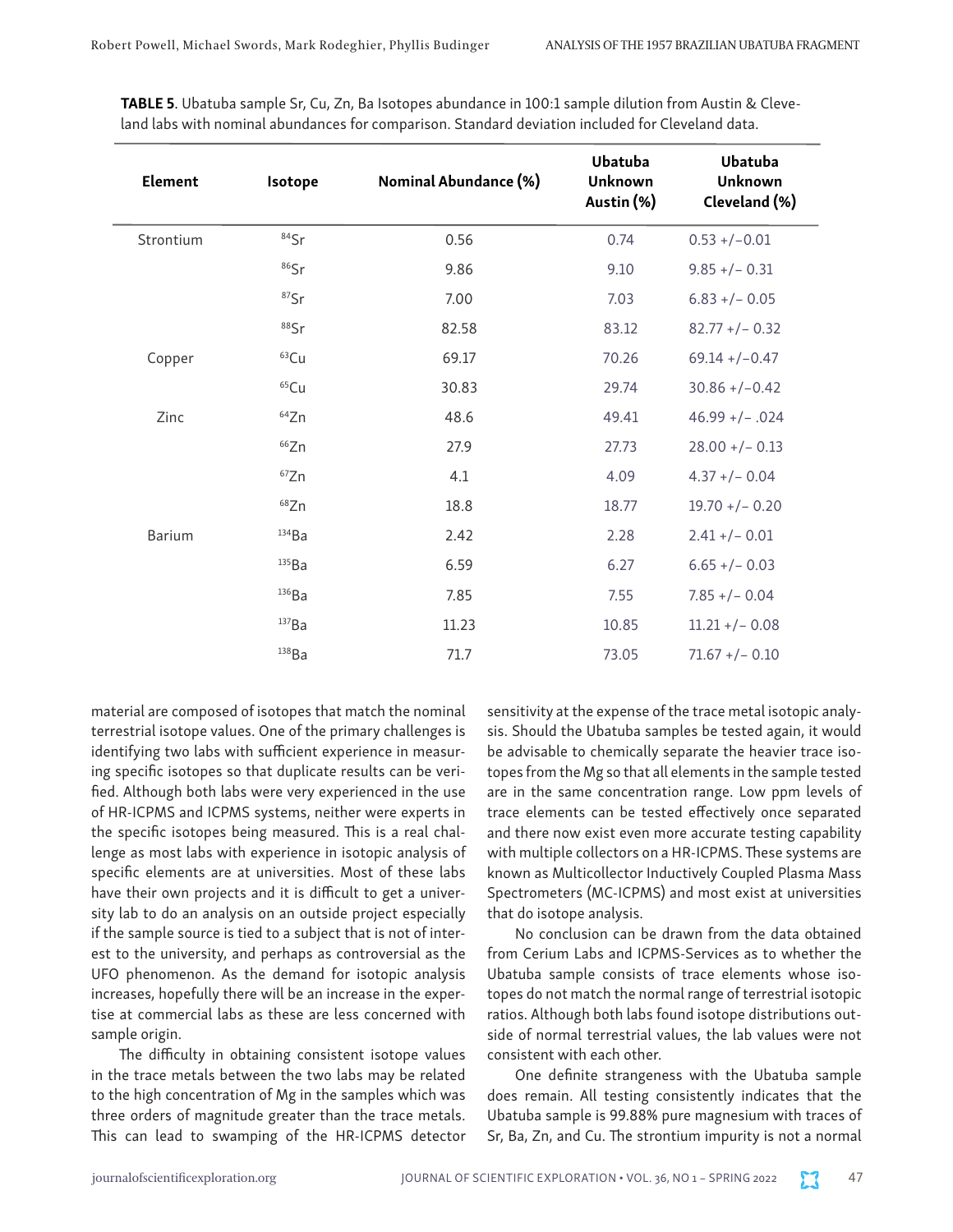**TABLE 5**. Ubatuba sample Sr, Cu, Zn, Ba Isotopes abundance in 100:1 sample dilution from Austin & Cleveland labs with nominal abundances for comparison. Standard deviation included for Cleveland data.

| Element | Isotope | Nominal Abundance (%) | Ubatuba Unknown Austin (%) | Ubatuba Unknown Cleveland (%) |
|---|---|---|---|---|
| Strontium | $^{84}$Sr | 0.56 | 0.74 | 0.53 +/−0.01 |
| | $^{86}$Sr | 9.86 | 9.10 | 9.85 +/− 0.31 |
| | $^{87}$Sr | 7.00 | 7.03 | 6.83 +/− 0.05 |
| | $^{88}$Sr | 82.58 | 83.12 | 82.77 +/− 0.32 |
| Copper | $^{63}$Cu | 69.17 | 70.26 | 69.14 +/−0.47 |
| | $^{65}$Cu | 30.83 | 29.74 | 30.86 +/−0.42 |
| Zinc | $^{64}$Zn | 48.6 | 49.41 | 46.99 +/− .024 |
| | $^{66}$Zn | 27.9 | 27.73 | 28.00 +/− 0.13 |
| | $^{67}$Zn | 4.1 | 4.09 | 4.37 +/− 0.04 |
| | $^{68}$Zn | 18.8 | 18.77 | 19.70 +/− 0.20 |
| Barium | $^{134}$Ba | 2.42 | 2.28 | 2.41 +/− 0.01 |
| | $^{135}$Ba | 6.59 | 6.27 | 6.65 +/− 0.03 |
| | $^{136}$Ba | 7.85 | 7.55 | 7.85 +/− 0.04 |
| | $^{137}$Ba | 11.23 | 10.85 | 11.21 +/− 0.08 |
| | $^{138}$Ba | 71.7 | 73.05 | 71.67 +/− 0.10 |

material are composed of isotopes that match the nominal terrestrial isotope values. One of the primary challenges is identifying two labs with sufficient experience in measuring specific isotopes so that duplicate results can be verified. Although both labs were very experienced in the use of HR-ICPMS and ICPMS systems, neither were experts in the specific isotopes being measured. This is a real challenge as most labs with experience in isotopic analysis of specific elements are at universities. Most of these labs have their own projects and it is difficult to get a university lab to do an analysis on an outside project especially if the sample source is tied to a subject that is not of interest to the university, and perhaps as controversial as the UFO phenomenon. As the demand for isotopic analysis increases, hopefully there will be an increase in the expertise at commercial labs as these are less concerned with sample origin.

The difficulty in obtaining consistent isotope values in the trace metals between the two labs may be related to the high concentration of Mg in the samples which was three orders of magnitude greater than the trace metals. This can lead to swamping of the HR-ICPMS detector sensitivity at the expense of the trace metal isotopic analysis. Should the Ubatuba samples be tested again, it would be advisable to chemically separate the heavier trace isotopes from the Mg so that all elements in the sample tested are in the same concentration range. Low ppm levels of trace elements can be tested effectively once separated and there now exist even more accurate testing capability with multiple collectors on a HR-ICPMS. These systems are known as Multicollector Inductively Coupled Plasma Mass Spectrometers (MC-ICPMS) and most exist at universities that do isotope analysis.

No conclusion can be drawn from the data obtained from Cerium Labs and ICPMS-Services as to whether the Ubatuba sample consists of trace elements whose isotopes do not match the normal range of terrestrial isotopic ratios. Although both labs found isotope distributions outside of normal terrestrial values, the lab values were not consistent with each other.

One definite strangeness with the Ubatuba sample does remain. All testing consistently indicates that the Ubatuba sample is 99.88% pure magnesium with traces of Sr, Ba, Zn, and Cu. The strontium impurity is not a normal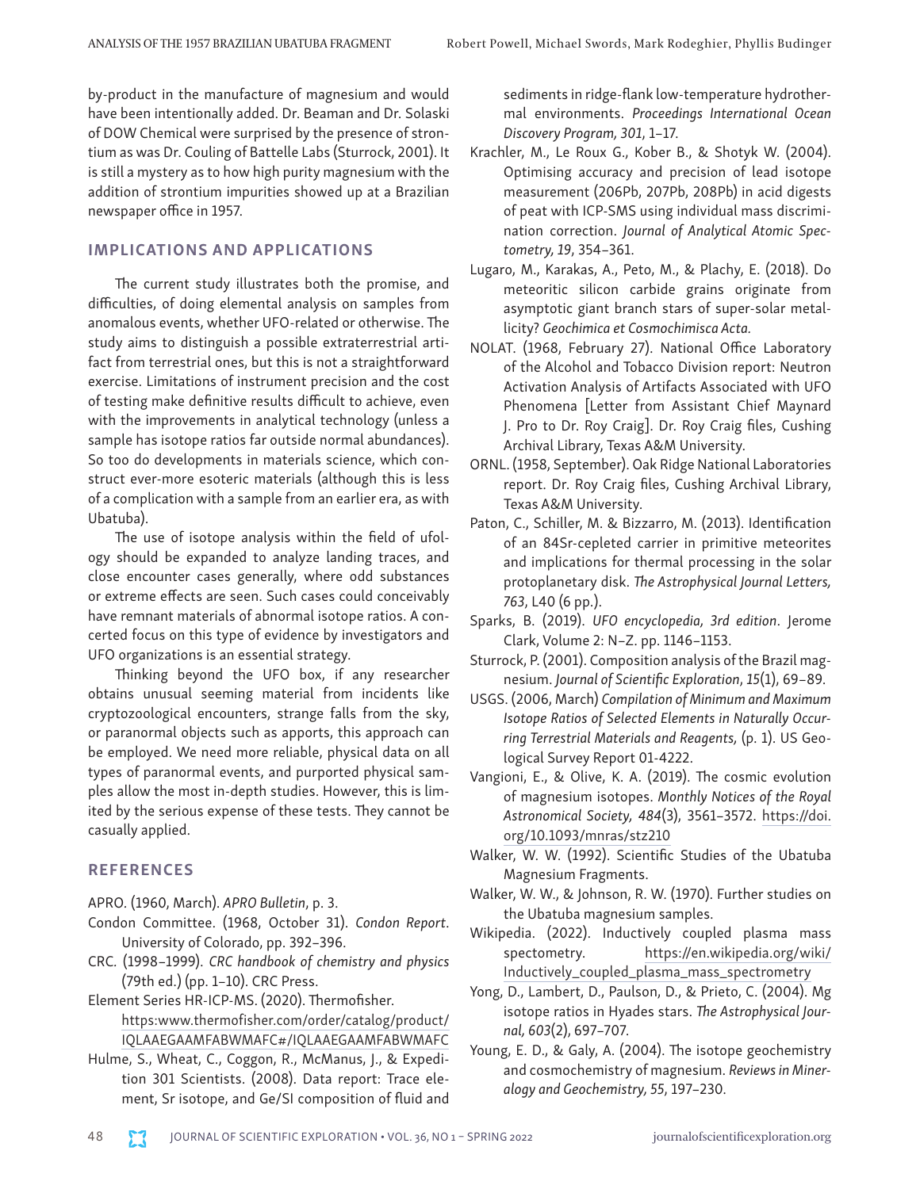by-product in the manufacture of magnesium and would have been intentionally added. Dr. Beaman and Dr. Solaski of DOW Chemical were surprised by the presence of strontium as was Dr. Couling of Battelle Labs (Sturrock, 2001). It is still a mystery as to how high purity magnesium with the addition of strontium impurities showed up at a Brazilian newspaper office in 1957.

## IMPLICATIONS AND APPLICATIONS

The current study illustrates both the promise, and difficulties, of doing elemental analysis on samples from anomalous events, whether UFO-related or otherwise. The study aims to distinguish a possible extraterrestrial artifact from terrestrial ones, but this is not a straightforward exercise. Limitations of instrument precision and the cost of testing make definitive results difficult to achieve, even with the improvements in analytical technology (unless a sample has isotope ratios far outside normal abundances). So too do developments in materials science, which construct ever-more esoteric materials (although this is less of a complication with a sample from an earlier era, as with Ubatuba).

The use of isotope analysis within the field of ufology should be expanded to analyze landing traces, and close encounter cases generally, where odd substances or extreme effects are seen. Such cases could conceivably have remnant materials of abnormal isotope ratios. A concerted focus on this type of evidence by investigators and UFO organizations is an essential strategy.

Thinking beyond the UFO box, if any researcher obtains unusual seeming material from incidents like cryptozoological encounters, strange falls from the sky, or paranormal objects such as apports, this approach can be employed. We need more reliable, physical data on all types of paranormal events, and purported physical samples allow the most in-depth studies. However, this is limited by the serious expense of these tests. They cannot be casually applied.

## REFERENCES

APRO. (1960, March). *APRO Bulletin*, p. 3.

Condon Committee. (1968, October 31). *Condon Report*. University of Colorado, pp. 392–396.

CRC. (1998–1999). *CRC handbook of chemistry and physics* (79th ed.) (pp. 1–10). CRC Press.

Element Series HR-ICP-MS. (2020). Thermofisher. https:www.thermofisher.com/order/catalog/product/IQLAAEGAAMFABWMAFC#/IQLAAEGAAMFABWMAFC

Hulme, S., Wheat, C., Coggon, R., McManus, J., & Expedition 301 Scientists. (2008). Data report: Trace element, Sr isotope, and Ge/SI composition of fluid and sediments in ridge-flank low-temperature hydrothermal environments. *Proceedings International Ocean Discovery Program, 301*, 1–17.

Krachler, M., Le Roux G., Kober B., & Shotyk W. (2004). Optimising accuracy and precision of lead isotope measurement (206Pb, 207Pb, 208Pb) in acid digests of peat with ICP-SMS using individual mass discrimination correction. *Journal of Analytical Atomic Spectometry, 19*, 354–361.

Lugaro, M., Karakas, A., Peto, M., & Plachy, E. (2018). Do meteoritic silicon carbide grains originate from asymptotic giant branch stars of super-solar metallicity? *Geochimica et Cosmochimisca Acta.*

NOLAT. (1968, February 27). National Office Laboratory of the Alcohol and Tobacco Division report: Neutron Activation Analysis of Artifacts Associated with UFO Phenomena [Letter from Assistant Chief Maynard J. Pro to Dr. Roy Craig]. Dr. Roy Craig files, Cushing Archival Library, Texas A&M University.

ORNL. (1958, September). Oak Ridge National Laboratories report. Dr. Roy Craig files, Cushing Archival Library, Texas A&M University.

Paton, C., Schiller, M. & Bizzarro, M. (2013). Identification of an 84Sr-cepleted carrier in primitive meteorites and implications for thermal processing in the solar protoplanetary disk. *The Astrophysical Journal Letters, 763*, L40 (6 pp.).

Sparks, B. (2019). *UFO encyclopedia, 3rd edition*. Jerome Clark, Volume 2: N–Z. pp. 1146–1153.

Sturrock, P. (2001). Composition analysis of the Brazil magnesium. *Journal of Scientific Exploration*, *15*(1), 69–89.

USGS. (2006, March) *Compilation of Minimum and Maximum Isotope Ratios of Selected Elements in Naturally Occurring Terrestrial Materials and Reagents,* (p. 1). US Geological Survey Report 01-4222.

Vangioni, E., & Olive, K. A. (2019). The cosmic evolution of magnesium isotopes. *Monthly Notices of the Royal Astronomical Society, 484*(3), 3561–3572. https://doi.org/10.1093/mnras/stz210

Walker, W. W. (1992). Scientific Studies of the Ubatuba Magnesium Fragments.

Walker, W. W., & Johnson, R. W. (1970). Further studies on the Ubatuba magnesium samples.

Wikipedia. (2022). Inductively coupled plasma mass spectrometry. https://en.wikipedia.org/wiki/Inductively_coupled_plasma_mass_spectrometry

Yong, D., Lambert, D., Paulson, D., & Prieto, C. (2004). Mg isotope ratios in Hyades stars. *The Astrophysical Journal, 603*(2), 697–707.

Young, E. D., & Galy, A. (2004). The isotope geochemistry and cosmochemistry of magnesium. *Reviews in Mineralogy and Geochemistry, 55*, 197–230.